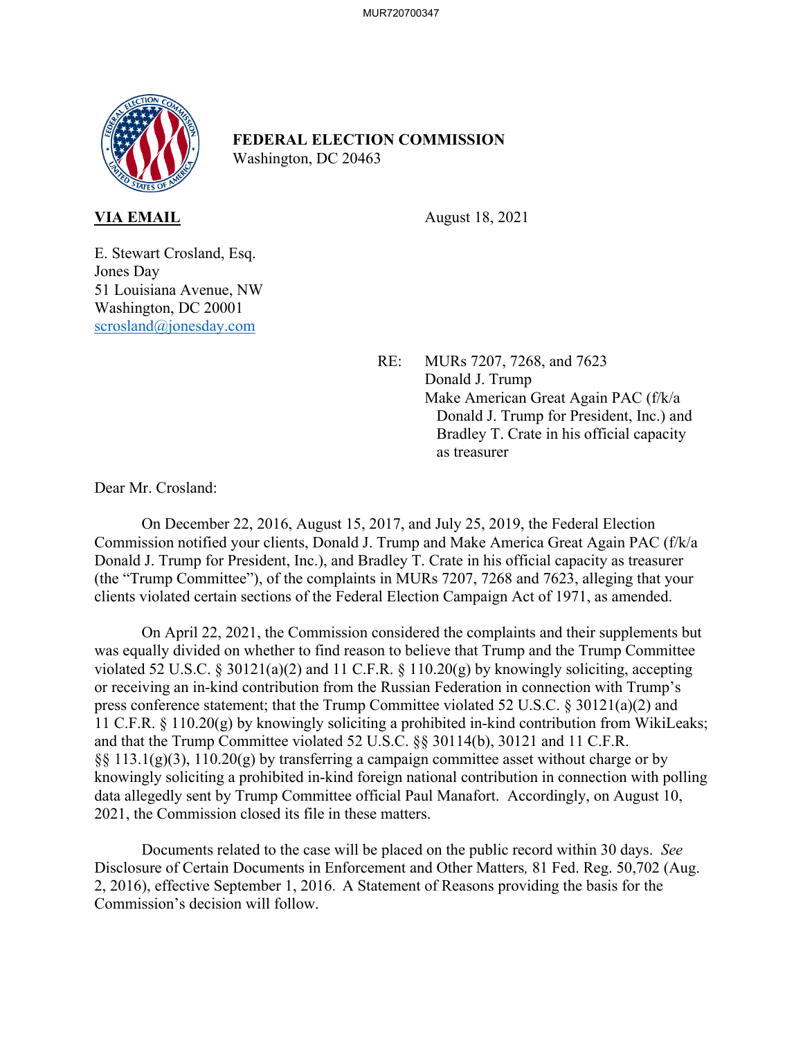**FEDERAL ELECTION COMMISSION**
Washington, DC 20463

**VIA EMAIL** August 18, 2021

E. Stewart Crosland, Esq.
Jones Day
51 Louisiana Avenue, NW
Washington, DC 20001
scrosland@jonesday.com

RE: MURs 7207, 7268, and 7623
Donald J. Trump
Make American Great Again PAC (f/k/a Donald J. Trump for President, Inc.) and Bradley T. Crate in his official capacity as treasurer

Dear Mr. Crosland:

On December 22, 2016, August 15, 2017, and July 25, 2019, the Federal Election Commission notified your clients, Donald J. Trump and Make America Great Again PAC (f/k/a Donald J. Trump for President, Inc.), and Bradley T. Crate in his official capacity as treasurer (the "Trump Committee"), of the complaints in MURs 7207, 7268 and 7623, alleging that your clients violated certain sections of the Federal Election Campaign Act of 1971, as amended.

On April 22, 2021, the Commission considered the complaints and their supplements but was equally divided on whether to find reason to believe that Trump and the Trump Committee violated 52 U.S.C. § 30121(a)(2) and 11 C.F.R. § 110.20(g) by knowingly soliciting, accepting or receiving an in-kind contribution from the Russian Federation in connection with Trump's press conference statement; that the Trump Committee violated 52 U.S.C. § 30121(a)(2) and 11 C.F.R. § 110.20(g) by knowingly soliciting a prohibited in-kind contribution from WikiLeaks; and that the Trump Committee violated 52 U.S.C. §§ 30114(b), 30121 and 11 C.F.R. §§ 113.1(g)(3), 110.20(g) by transferring a campaign committee asset without charge or by knowingly soliciting a prohibited in-kind foreign national contribution in connection with polling data allegedly sent by Trump Committee official Paul Manafort. Accordingly, on August 10, 2021, the Commission closed its file in these matters.

Documents related to the case will be placed on the public record within 30 days. *See* Disclosure of Certain Documents in Enforcement and Other Matters, 81 Fed. Reg. 50,702 (Aug. 2, 2016), effective September 1, 2016. A Statement of Reasons providing the basis for the Commission's decision will follow.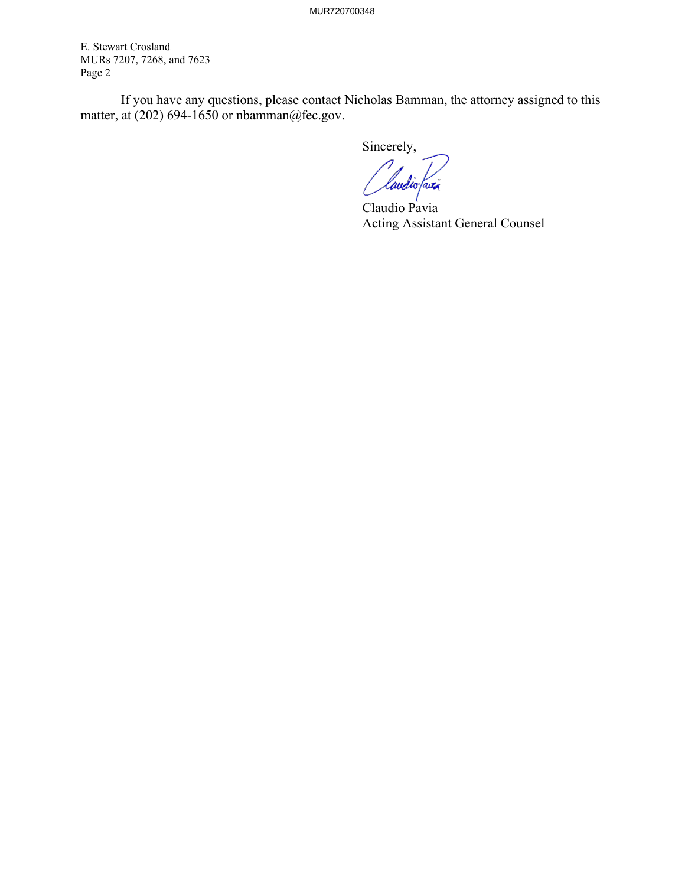E. Stewart Crosland
MURs 7207, 7268, and 7623
Page 2

If you have any questions, please contact Nicholas Bamman, the attorney assigned to this matter, at (202) 694-1650 or nbamman@fec.gov.

Sincerely,

Claudio Pavia
Acting Assistant General Counsel